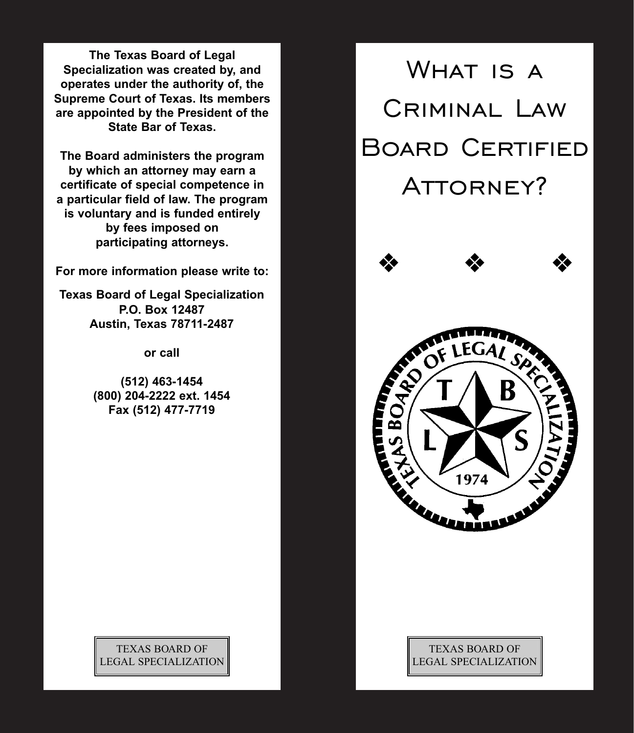**The Texas Board of Legal Specialization was created by, and operates under the authority of, the Supreme Court of Texas. Its members are appointed by the President of the State Bar of Texas.**

**The Board administers the program by which an attorney may earn a certificate of special competence in a particular field of law. The program is voluntary and is funded entirely by fees imposed on participating attorneys.**

**For more information please write to:**

**Texas Board of Legal Specialization**
**P.O. Box 12487**
**Austin, Texas 78711-2487**

**or call**

**(512) 463-1454**
**(800) 204-2222 ext. 1454**
**Fax (512) 477-7719**

TEXAS BOARD OF LEGAL SPECIALIZATION

# What is a Criminal Law Board Certified Attorney?

❖ ❖ ❖

TEXAS BOARD OF LEGAL SPECIALIZATION

T B L S

1974

TEXAS BOARD OF LEGAL SPECIALIZATION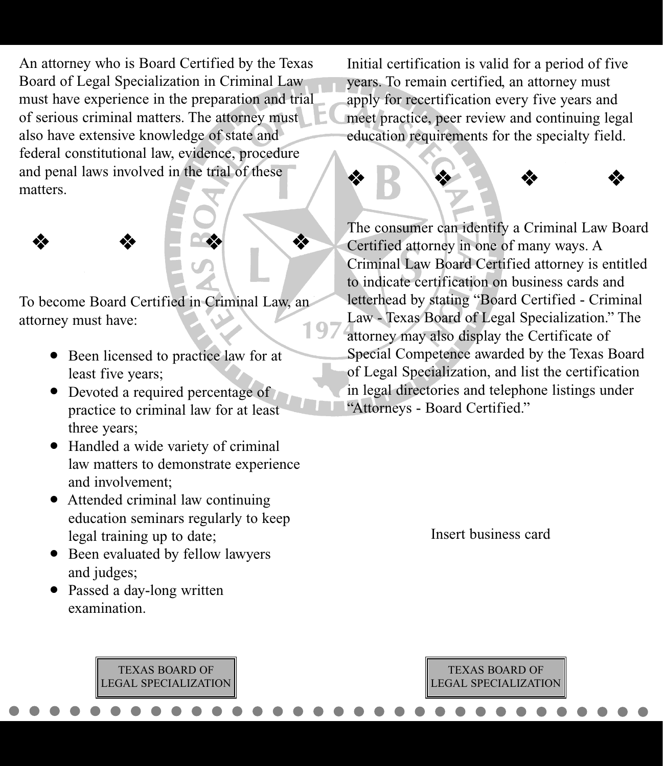An attorney who is Board Certified by the Texas Board of Legal Specialization in Criminal Law must have experience in the preparation and trial of serious criminal matters. The attorney must also have extensive knowledge of state and federal constitutional law, evidence, procedure and penal laws involved in the trial of these matters.

❖ ❖ ❖ ❖

To become Board Certified in Criminal Law, an attorney must have:

- Been licensed to practice law for at least five years;
- Devoted a required percentage of practice to criminal law for at least three years;
- Handled a wide variety of criminal law matters to demonstrate experience and involvement;
- Attended criminal law continuing education seminars regularly to keep legal training up to date;
- Been evaluated by fellow lawyers and judges;
- Passed a day-long written examination.

TEXAS BOARD OF LEGAL SPECIALIZATION

Initial certification is valid for a period of five years. To remain certified, an attorney must apply for recertification every five years and meet practice, peer review and continuing legal education requirements for the specialty field.

❖ ❖ ❖ ❖

The consumer can identify a Criminal Law Board Certified attorney in one of many ways. A Criminal Law Board Certified attorney is entitled to indicate certification on business cards and letterhead by stating "Board Certified - Criminal Law - Texas Board of Legal Specialization." The attorney may also display the Certificate of Special Competence awarded by the Texas Board of Legal Specialization, and list the certification in legal directories and telephone listings under "Attorneys - Board Certified."

Insert business card

TEXAS BOARD OF LEGAL SPECIALIZATION